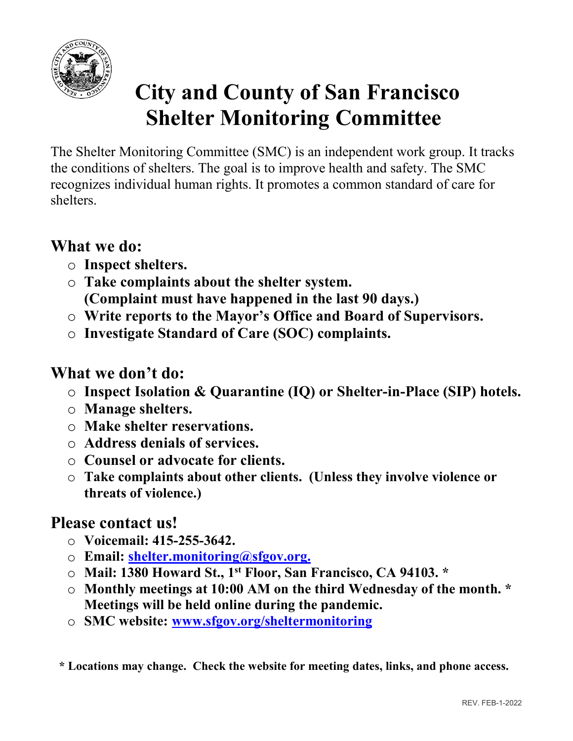# City and County of San Francisco Shelter Monitoring Committee

The Shelter Monitoring Committee (SMC) is an independent work group. It tracks the conditions of shelters. The goal is to improve health and safety. The SMC recognizes individual human rights. It promotes a common standard of care for shelters.

## What we do:

- **Inspect shelters.**
- **Take complaints about the shelter system. (Complaint must have happened in the last 90 days.)**
- **Write reports to the Mayor's Office and Board of Supervisors.**
- **Investigate Standard of Care (SOC) complaints.**

## What we don't do:

- **Inspect Isolation & Quarantine (IQ) or Shelter-in-Place (SIP) hotels.**
- **Manage shelters.**
- **Make shelter reservations.**
- **Address denials of services.**
- **Counsel or advocate for clients.**
- **Take complaints about other clients. (Unless they involve violence or threats of violence.)**

## Please contact us!

- **Voicemail: 415-255-3642.**
- **Email: shelter.monitoring@sfgov.org.**
- **Mail: 1380 Howard St., 1st Floor, San Francisco, CA 94103. ***
- **Monthly meetings at 10:00 AM on the third Wednesday of the month. * Meetings will be held online during the pandemic.**
- **SMC website: www.sfgov.org/sheltermonitoring**

**\* Locations may change. Check the website for meeting dates, links, and phone access.**

REV. FEB-1-2022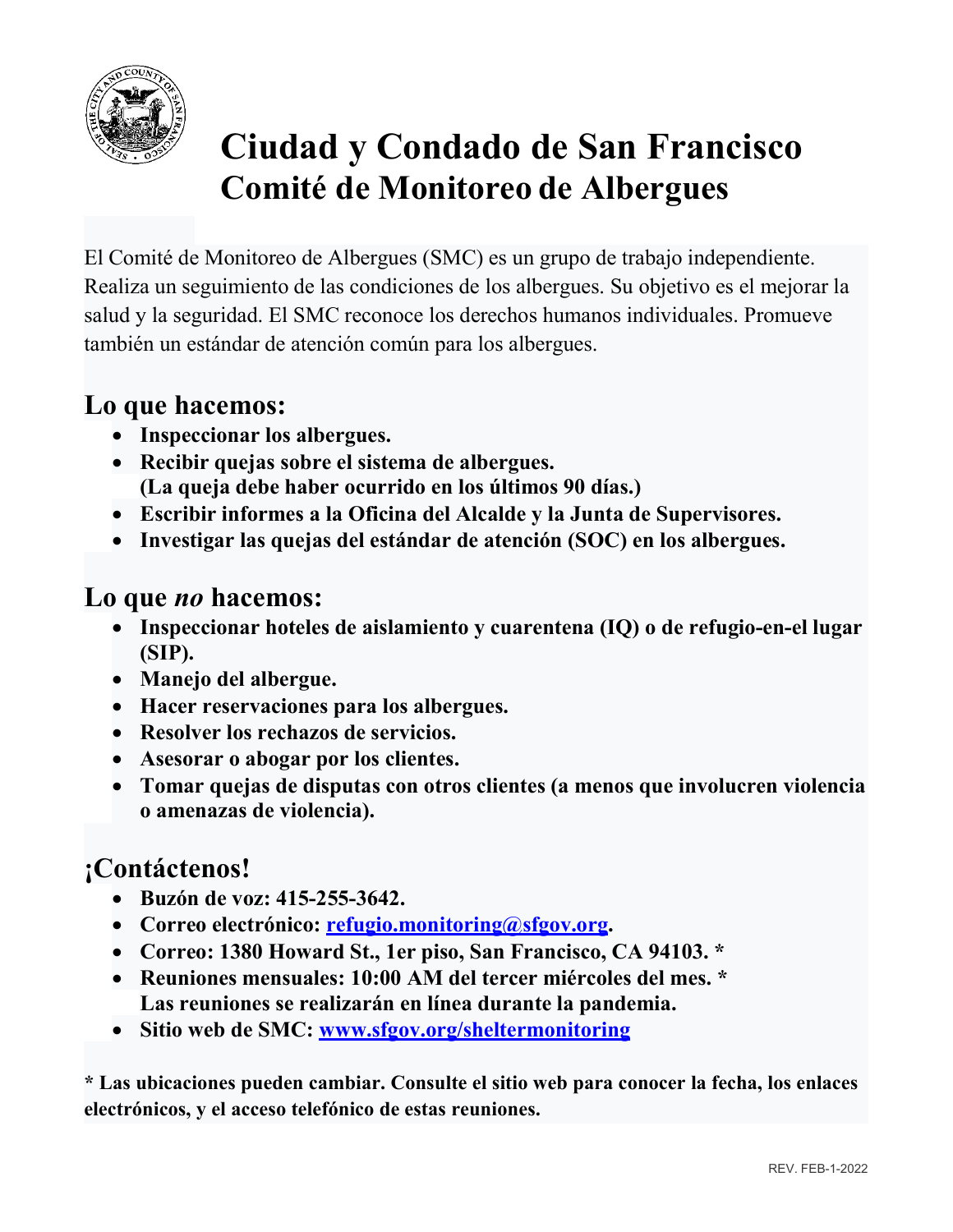# Ciudad y Condado de San Francisco
## Comité de Monitoreo de Albergues

El Comité de Monitoreo de Albergues (SMC) es un grupo de trabajo independiente. Realiza un seguimiento de las condiciones de los albergues. Su objetivo es el mejorar la salud y la seguridad. El SMC reconoce los derechos humanos individuales. Promueve también un estándar de atención común para los albergues.

## Lo que hacemos:

- **Inspeccionar los albergues.**
- **Recibir quejas sobre el sistema de albergues. (La queja debe haber ocurrido en los últimos 90 días.)**
- **Escribir informes a la Oficina del Alcalde y la Junta de Supervisores.**
- **Investigar las quejas del estándar de atención (SOC) en los albergues.**

## Lo que *no* hacemos:

- **Inspeccionar hoteles de aislamiento y cuarentena (IQ) o de refugio-en-el lugar (SIP).**
- **Manejo del albergue.**
- **Hacer reservaciones para los albergues.**
- **Resolver los rechazos de servicios.**
- **Asesorar o abogar por los clientes.**
- **Tomar quejas de disputas con otros clientes (a menos que involucren violencia o amenazas de violencia).**

## ¡Contáctenos!

- **Buzón de voz: 415-255-3642.**
- **Correo electrónico: [refugio.monitoring@sfgov.org](mailto:refugio.monitoring@sfgov.org).**
- **Correo: 1380 Howard St., 1er piso, San Francisco, CA 94103. ***
- **Reuniones mensuales: 10:00 AM del tercer miércoles del mes. *** **Las reuniones se realizarán en línea durante la pandemia.**
- **Sitio web de SMC: [www.sfgov.org/sheltermonitoring](http://www.sfgov.org/sheltermonitoring)**

**\* Las ubicaciones pueden cambiar. Consulte el sitio web para conocer la fecha, los enlaces electrónicos, y el acceso telefónico de estas reuniones.**

REV. FEB-1-2022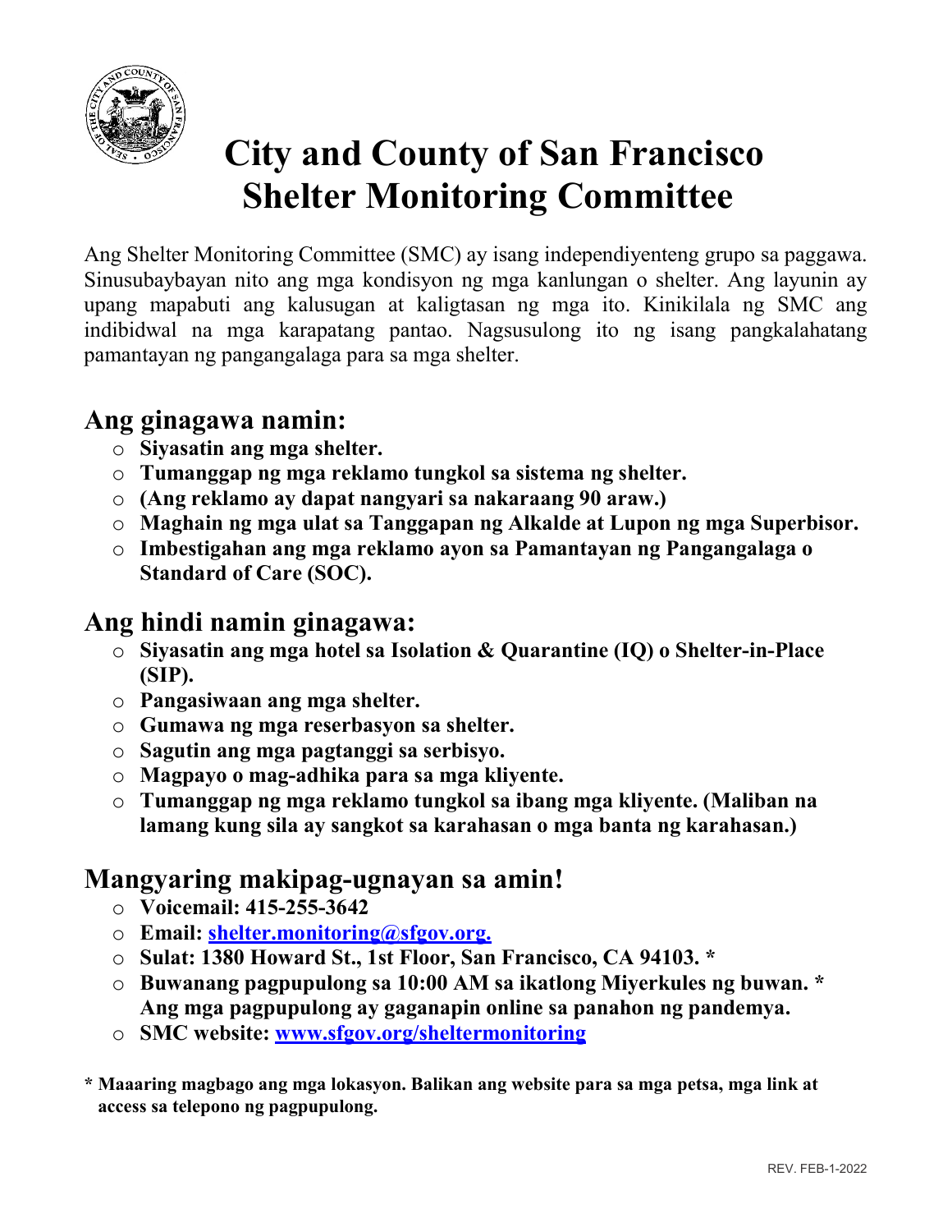# City and County of San Francisco Shelter Monitoring Committee

Ang Shelter Monitoring Committee (SMC) ay isang independiyenteng grupo sa paggawa. Sinusubaybayan nito ang mga kondisyon ng mga kanlungan o shelter. Ang layunin ay upang mapabuti ang kalusugan at kaligtasan ng mga ito. Kinikilala ng SMC ang indibidwal na mga karapatang pantao. Nagsusulong ito ng isang pangkalahatang pamantayan ng pangangalaga para sa mga shelter.

## Ang ginagawa namin:

- **Siyasatin ang mga shelter.**
- **Tumanggap ng mga reklamo tungkol sa sistema ng shelter.**
- **(Ang reklamo ay dapat nangyari sa nakaraang 90 araw.)**
- **Maghain ng mga ulat sa Tanggapan ng Alkalde at Lupon ng mga Superbisor.**
- **Imbestigahan ang mga reklamo ayon sa Pamantayan ng Pangangalaga o Standard of Care (SOC).**

## Ang hindi namin ginagawa:

- **Siyasatin ang mga hotel sa Isolation & Quarantine (IQ) o Shelter-in-Place (SIP).**
- **Pangasiwaan ang mga shelter.**
- **Gumawa ng mga reserbasyon sa shelter.**
- **Sagutin ang mga pagtanggi sa serbisyo.**
- **Magpayo o mag-adhika para sa mga kliyente.**
- **Tumanggap ng mga reklamo tungkol sa ibang mga kliyente. (Maliban na lamang kung sila ay sangkot sa karahasan o mga banta ng karahasan.)**

## Mangyaring makipag-ugnayan sa amin!

- **Voicemail: 415-255-3642**
- **Email: [shelter.monitoring@sfgov.org.](mailto:shelter.monitoring@sfgov.org)**
- **Sulat: 1380 Howard St., 1st Floor, San Francisco, CA 94103. ***
- **Buwanang pagpupulong sa 10:00 AM sa ikatlong Miyerkules ng buwan. * Ang mga pagpupulong ay gaganapin online sa panahon ng pandemya.**
- **SMC website: [www.sfgov.org/sheltermonitoring](http://www.sfgov.org/sheltermonitoring)**

**\* Maaaring magbago ang mga lokasyon. Balikan ang website para sa mga petsa, mga link at access sa telepono ng pagpupulong.**

REV. FEB-1-2022